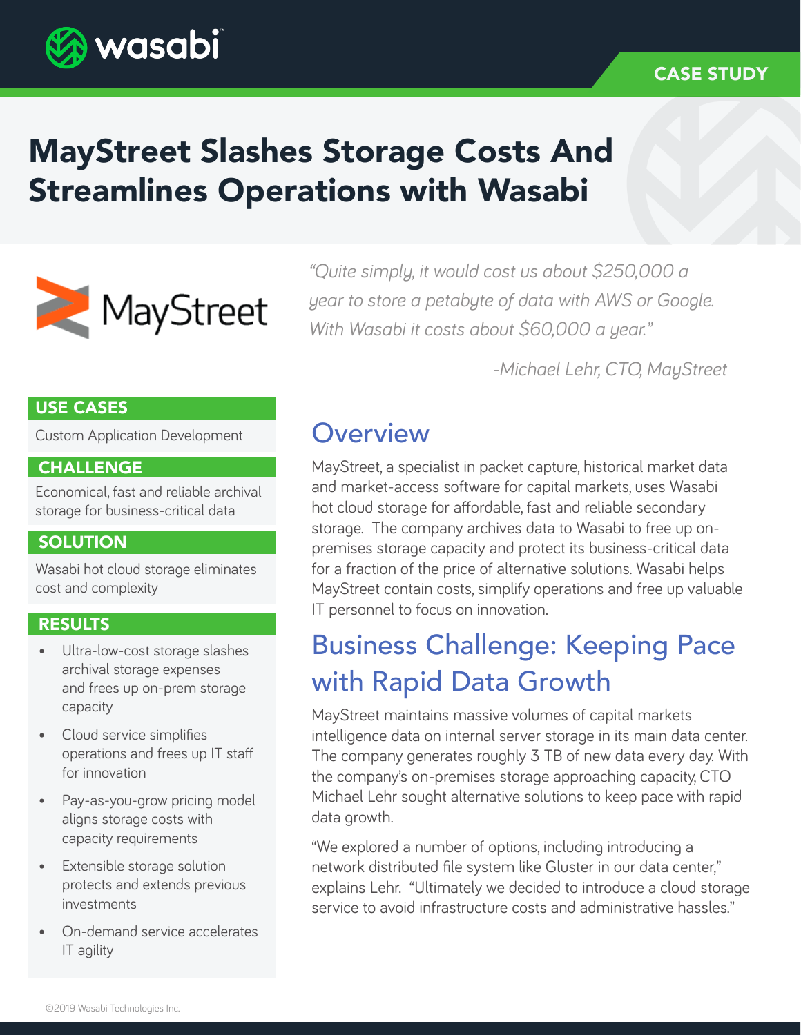wasabi

CASE STUDY

# MayStreet Slashes Storage Costs And Streamlines Operations with Wasabi

MayStreet

*"Quite simply, it would cost us about $250,000 a year to store a petabyte of data with AWS or Google. With Wasabi it costs about $60,000 a year."*

*-Michael Lehr, CTO, MayStreet*

### USE CASES

Custom Application Development

### CHALLENGE

Economical, fast and reliable archival storage for business-critical data

### SOLUTION

Wasabi hot cloud storage eliminates cost and complexity

### RESULTS

- Ultra-low-cost storage slashes archival storage expenses and frees up on-prem storage capacity
- Cloud service simplifies operations and frees up IT staff for innovation
- Pay-as-you-grow pricing model aligns storage costs with capacity requirements
- Extensible storage solution protects and extends previous investments
- On-demand service accelerates IT agility

## Overview

MayStreet, a specialist in packet capture, historical market data and market-access software for capital markets, uses Wasabi hot cloud storage for affordable, fast and reliable secondary storage. The company archives data to Wasabi to free up on-premises storage capacity and protect its business-critical data for a fraction of the price of alternative solutions. Wasabi helps MayStreet contain costs, simplify operations and free up valuable IT personnel to focus on innovation.

## Business Challenge: Keeping Pace with Rapid Data Growth

MayStreet maintains massive volumes of capital markets intelligence data on internal server storage in its main data center. The company generates roughly 3 TB of new data every day. With the company's on-premises storage approaching capacity, CTO Michael Lehr sought alternative solutions to keep pace with rapid data growth.

"We explored a number of options, including introducing a network distributed file system like Gluster in our data center," explains Lehr. "Ultimately we decided to introduce a cloud storage service to avoid infrastructure costs and administrative hassles."

©2019 Wasabi Technologies Inc.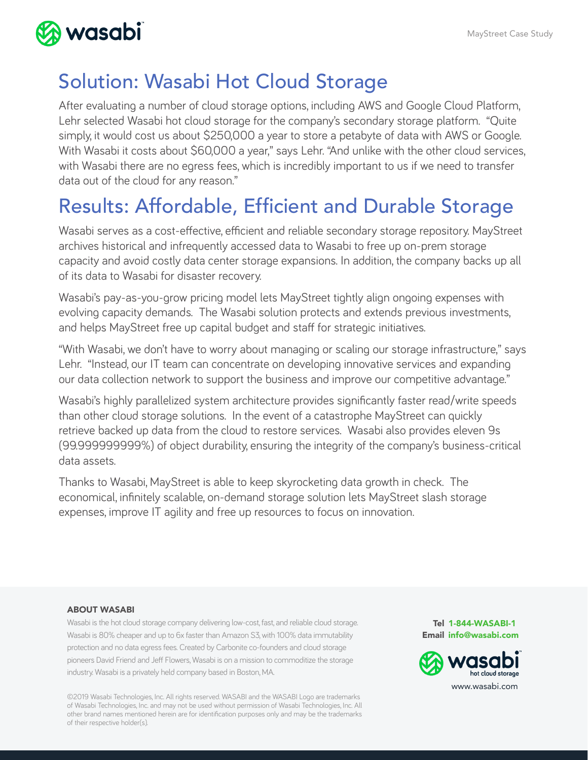## Solution: Wasabi Hot Cloud Storage

After evaluating a number of cloud storage options, including AWS and Google Cloud Platform, Lehr selected Wasabi hot cloud storage for the company's secondary storage platform. "Quite simply, it would cost us about $250,000 a year to store a petabyte of data with AWS or Google. With Wasabi it costs about $60,000 a year," says Lehr. "And unlike with the other cloud services, with Wasabi there are no egress fees, which is incredibly important to us if we need to transfer data out of the cloud for any reason."

## Results: Affordable, Efficient and Durable Storage

Wasabi serves as a cost-effective, efficient and reliable secondary storage repository. MayStreet archives historical and infrequently accessed data to Wasabi to free up on-prem storage capacity and avoid costly data center storage expansions. In addition, the company backs up all of its data to Wasabi for disaster recovery.

Wasabi's pay-as-you-grow pricing model lets MayStreet tightly align ongoing expenses with evolving capacity demands. The Wasabi solution protects and extends previous investments, and helps MayStreet free up capital budget and staff for strategic initiatives.

"With Wasabi, we don't have to worry about managing or scaling our storage infrastructure," says Lehr. "Instead, our IT team can concentrate on developing innovative services and expanding our data collection network to support the business and improve our competitive advantage."

Wasabi's highly parallelized system architecture provides significantly faster read/write speeds than other cloud storage solutions. In the event of a catastrophe MayStreet can quickly retrieve backed up data from the cloud to restore services. Wasabi also provides eleven 9s (99.999999999%) of object durability, ensuring the integrity of the company's business-critical data assets.

Thanks to Wasabi, MayStreet is able to keep skyrocketing data growth in check. The economical, infinitely scalable, on-demand storage solution lets MayStreet slash storage expenses, improve IT agility and free up resources to focus on innovation.

**ABOUT WASABI**

Wasabi is the hot cloud storage company delivering low-cost, fast, and reliable cloud storage. Wasabi is 80% cheaper and up to 6x faster than Amazon S3, with 100% data immutability protection and no data egress fees. Created by Carbonite co-founders and cloud storage pioneers David Friend and Jeff Flowers, Wasabi is on a mission to commoditize the storage industry. Wasabi is a privately held company based in Boston, MA.

©2019 Wasabi Technologies, Inc. All rights reserved. WASABI and the WASABI Logo are trademarks of Wasabi Technologies, Inc. and may not be used without permission of Wasabi Technologies, Inc. All other brand names mentioned herein are for identification purposes only and may be the trademarks of their respective holder(s).

**Tel** 1-844-WASABI-1
**Email** info@wasabi.com

wasabi
hot cloud storage

www.wasabi.com